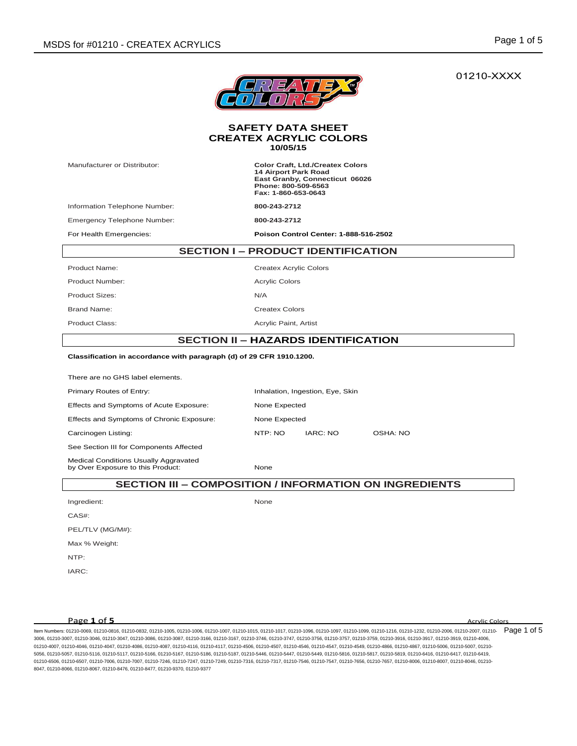01210-XXXX

# SAFETY DATA SHEET
## CREATEX ACRYLIC COLORS
**10/05/15**

| | |
|---|---|
| Manufacturer or Distributor: | **Color Craft, Ltd./Createx Colors**<br>**14 Airport Park Road**<br>**East Granby, Connecticut 06026**<br>**Phone: 800-509-6563**<br>**Fax: 1-860-653-0643** |
| Information Telephone Number: | **800-243-2712** |
| Emergency Telephone Number: | **800-243-2712** |
| For Health Emergencies: | **Poison Control Center: 1-888-516-2502** |

## SECTION I – PRODUCT IDENTIFICATION

| | |
|---|---|
| Product Name: | Createx Acrylic Colors |
| Product Number: | Acrylic Colors |
| Product Sizes: | N/A |
| Brand Name: | Createx Colors |
| Product Class: | Acrylic Paint, Artist |

## SECTION II – HAZARDS IDENTIFICATION

**Classification in accordance with paragraph (d) of 29 CFR 1910.1200.**

There are no GHS label elements.

| | | | |
|---|---|---|---|
| Primary Routes of Entry: | Inhalation, Ingestion, Eye, Skin | | |
| Effects and Symptoms of Acute Exposure: | None Expected | | |
| Effects and Symptoms of Chronic Exposure: | None Expected | | |
| Carcinogen Listing: | NTP: NO | IARC: NO | OSHA: NO |

See Section III for Components Affected

| | |
|---|---|
| Medical Conditions Usually Aggravated by Over Exposure to this Product: | None |

## SECTION III – COMPOSITION / INFORMATION ON INGREDIENTS

| | |
|---|---|
| Ingredient: | None |
| CAS#: | |
| PEL/TLV (MG/M#): | |
| Max % Weight: | |
| NTP: | |
| IARC: | |

Acrylic Colors

Item Numbers: 01210-0069, 01210-0816, 01210-0832, 01210-1005, 01210-1006, 01210-1007, 01210-1015, 01210-1017, 01210-1096, 01210-1097, 01210-1099, 01210-1216, 01210-1232, 01210-2006, 01210-2007, 01210-3006, 01210-3007, 01210-3046, 01210-3047, 01210-3086, 01210-3087, 01210-3166, 01210-3167, 01210-3746, 01210-3747, 01210-3756, 01210-3757, 01210-3759, 01210-3916, 01210-3917, 01210-3919, 01210-4006, 01210-4007, 01210-4046, 01210-4047, 01210-4086, 01210-4087, 01210-4116, 01210-4117, 01210-4506, 01210-4507, 01210-4546, 01210-4547, 01210-4549, 01210-4866, 01210-4867, 01210-5006, 01210-5007, 01210-5056, 01210-5057, 01210-5116, 01210-5117, 01210-5166, 01210-5167, 01210-5186, 01210-5187, 01210-5446, 01210-5447, 01210-5449, 01210-5816, 01210-5817, 01210-5819, 01210-6416, 01210-6417, 01210-6419, 01210-6506, 01210-6507, 01210-7006, 01210-7007, 01210-7246, 01210-7247, 01210-7249, 01210-7316, 01210-7317, 01210-7546, 01210-7547, 01210-7656, 01210-7657, 01210-8006, 01210-8007, 01210-8046, 01210-8047, 01210-8066, 01210-8067, 01210-8476, 01210-8477, 01210-9370, 01210-9377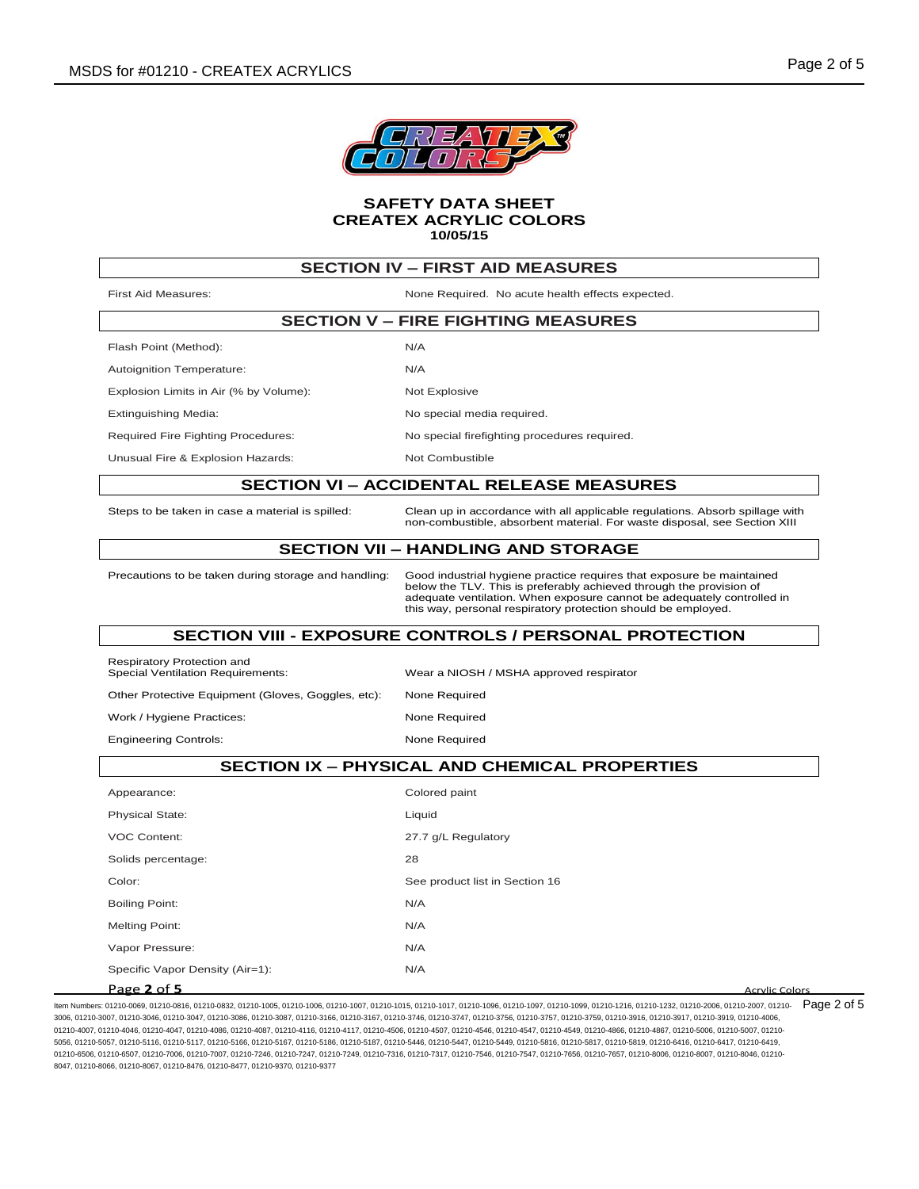**SAFETY DATA SHEET**
**CREATEX ACRYLIC COLORS**
**10/05/15**

## SECTION IV – FIRST AID MEASURES

| | |
|---|---|
| First Aid Measures: | None Required. No acute health effects expected. |

## SECTION V – FIRE FIGHTING MEASURES

| | |
|---|---|
| Flash Point (Method): | N/A |
| Autoignition Temperature: | N/A |
| Explosion Limits in Air (% by Volume): | Not Explosive |
| Extinguishing Media: | No special media required. |
| Required Fire Fighting Procedures: | No special firefighting procedures required. |
| Unusual Fire & Explosion Hazards: | Not Combustible |

## SECTION VI – ACCIDENTAL RELEASE MEASURES

| | |
|---|---|
| Steps to be taken in case a material is spilled: | Clean up in accordance with all applicable regulations. Absorb spillage with non-combustible, absorbent material. For waste disposal, see Section XIII |

## SECTION VII – HANDLING AND STORAGE

| | |
|---|---|
| Precautions to be taken during storage and handling: | Good industrial hygiene practice requires that exposure be maintained below the TLV. This is preferably achieved through the provision of adequate ventilation. When exposure cannot be adequately controlled in this way, personal respiratory protection should be employed. |

## SECTION VIII - EXPOSURE CONTROLS / PERSONAL PROTECTION

| | |
|---|---|
| Respiratory Protection and Special Ventilation Requirements: | Wear a NIOSH / MSHA approved respirator |
| Other Protective Equipment (Gloves, Goggles, etc): | None Required |
| Work / Hygiene Practices: | None Required |
| Engineering Controls: | None Required |

## SECTION IX – PHYSICAL AND CHEMICAL PROPERTIES

| | |
|---|---|
| Appearance: | Colored paint |
| Physical State: | Liquid |
| VOC Content: | 27.7 g/L Regulatory |
| Solids percentage: | 28 |
| Color: | See product list in Section 16 |
| Boiling Point: | N/A |
| Melting Point: | N/A |
| Vapor Pressure: | N/A |
| Specific Vapor Density (Air=1): | N/A |

Item Numbers: 01210-0069, 01210-0816, 01210-0832, 01210-1005, 01210-1006, 01210-1007, 01210-1015, 01210-1017, 01210-1096, 01210-1097, 01210-1099, 01210-1216, 01210-1232, 01210-2006, 01210-2007, 01210-3006, 01210-3007, 01210-3046, 01210-3047, 01210-3086, 01210-3087, 01210-3166, 01210-3167, 01210-3746, 01210-3747, 01210-3756, 01210-3757, 01210-3759, 01210-3916, 01210-3917, 01210-3919, 01210-4006, 01210-4007, 01210-4046, 01210-4047, 01210-4086, 01210-4087, 01210-4116, 01210-4117, 01210-4506, 01210-4507, 01210-4546, 01210-4547, 01210-4549, 01210-4866, 01210-4867, 01210-5006, 01210-5007, 01210-5056, 01210-5057, 01210-5116, 01210-5117, 01210-5166, 01210-5167, 01210-5186, 01210-5187, 01210-5446, 01210-5447, 01210-5449, 01210-5816, 01210-5817, 01210-5819, 01210-6416, 01210-6417, 01210-6419, 01210-6506, 01210-6507, 01210-7006, 01210-7007, 01210-7246, 01210-7247, 01210-7249, 01210-7316, 01210-7317, 01210-7546, 01210-7547, 01210-7656, 01210-7657, 01210-8006, 01210-8007, 01210-8046, 01210-8047, 01210-8066, 01210-8067, 01210-8476, 01210-8477, 01210-9370, 01210-9377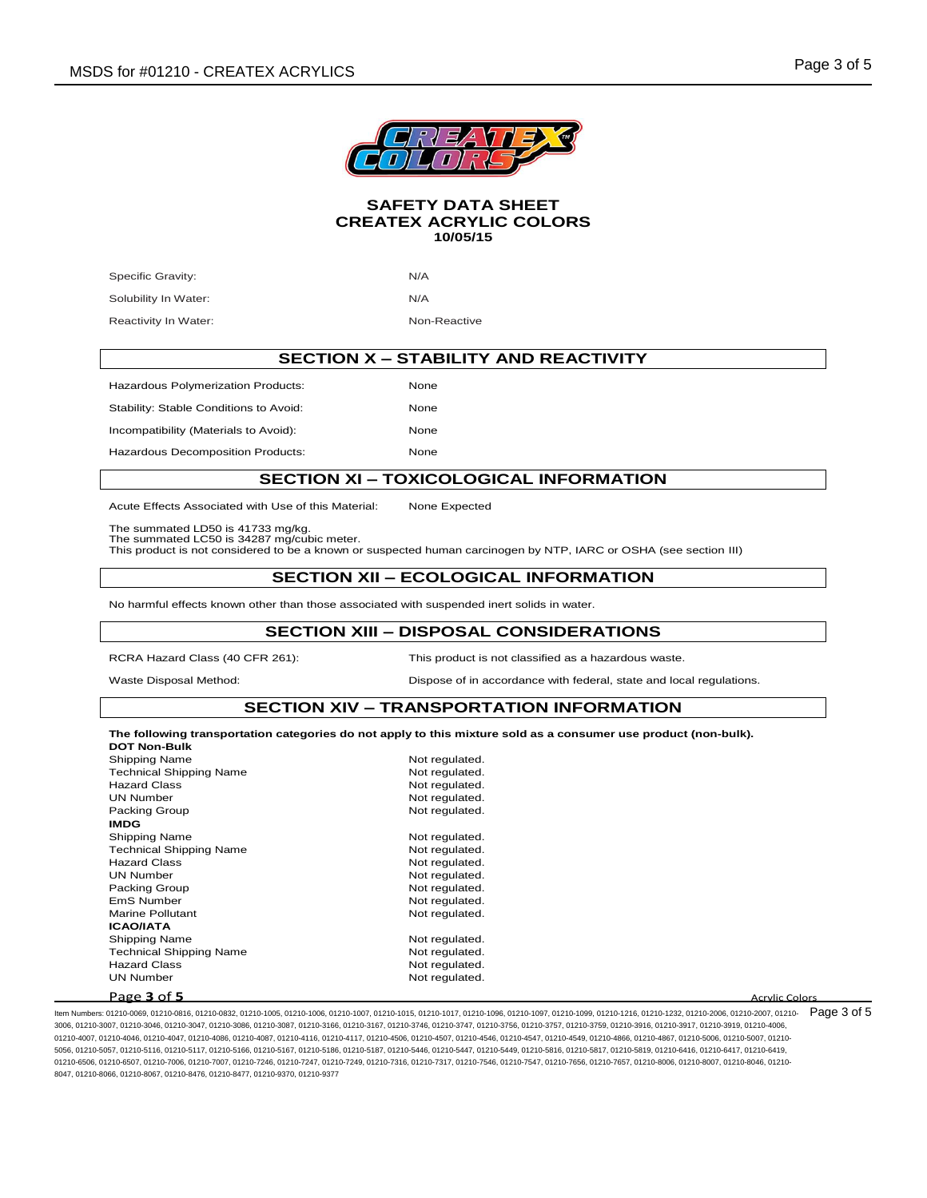**SAFETY DATA SHEET**
**CREATEX ACRYLIC COLORS**
**10/05/15**

| | |
|---|---|
| Specific Gravity: | N/A |
| Solubility In Water: | N/A |
| Reactivity In Water: | Non-Reactive |

## SECTION X – STABILITY AND REACTIVITY

| | |
|---|---|
| Hazardous Polymerization Products: | None |
| Stability: Stable Conditions to Avoid: | None |
| Incompatibility (Materials to Avoid): | None |
| Hazardous Decomposition Products: | None |

## SECTION XI – TOXICOLOGICAL INFORMATION

Acute Effects Associated with Use of this Material: None Expected

The summated LD50 is 41733 mg/kg.
The summated LC50 is 34287 mg/cubic meter.
This product is not considered to be a known or suspected human carcinogen by NTP, IARC or OSHA (see section III)

## SECTION XII – ECOLOGICAL INFORMATION

No harmful effects known other than those associated with suspended inert solids in water.

## SECTION XIII – DISPOSAL CONSIDERATIONS

| | |
|---|---|
| RCRA Hazard Class (40 CFR 261): | This product is not classified as a hazardous waste. |
| Waste Disposal Method: | Dispose of in accordance with federal, state and local regulations. |

## SECTION XIV – TRANSPORTATION INFORMATION

**The following transportation categories do not apply to this mixture sold as a consumer use product (non-bulk).**

**DOT Non-Bulk**

| | |
|---|---|
| Shipping Name | Not regulated. |
| Technical Shipping Name | Not regulated. |
| Hazard Class | Not regulated. |
| UN Number | Not regulated. |
| Packing Group | Not regulated. |

**IMDG**

| | |
|---|---|
| Shipping Name | Not regulated. |
| Technical Shipping Name | Not regulated. |
| Hazard Class | Not regulated. |
| UN Number | Not regulated. |
| Packing Group | Not regulated. |
| EmS Number | Not regulated. |
| Marine Pollutant | Not regulated. |

**ICAO/IATA**

| | |
|---|---|
| Shipping Name | Not regulated. |
| Technical Shipping Name | Not regulated. |
| Hazard Class | Not regulated. |
| UN Number | Not regulated. |

Item Numbers: 01210-0069, 01210-0816, 01210-0832, 01210-1005, 01210-1006, 01210-1007, 01210-1015, 01210-1017, 01210-1096, 01210-1097, 01210-1099, 01210-1216, 01210-1232, 01210-2006, 01210-2007, 01210-3006, 01210-3007, 01210-3046, 01210-3047, 01210-3086, 01210-3087, 01210-3166, 01210-3167, 01210-3746, 01210-3747, 01210-3756, 01210-3757, 01210-3759, 01210-3916, 01210-3917, 01210-3919, 01210-4006, 01210-4007, 01210-4046, 01210-4047, 01210-4086, 01210-4087, 01210-4116, 01210-4117, 01210-4506, 01210-4507, 01210-4546, 01210-4547, 01210-4549, 01210-4866, 01210-4867, 01210-5006, 01210-5007, 01210-5056, 01210-5057, 01210-5116, 01210-5117, 01210-5166, 01210-5167, 01210-5186, 01210-5187, 01210-5446, 01210-5447, 01210-5449, 01210-5816, 01210-5817, 01210-5819, 01210-6416, 01210-6417, 01210-6419, 01210-6506, 01210-6507, 01210-7006, 01210-7007, 01210-7246, 01210-7247, 01210-7249, 01210-7316, 01210-7317, 01210-7546, 01210-7547, 01210-7656, 01210-7657, 01210-8006, 01210-8007, 01210-8046, 01210-8047, 01210-8066, 01210-8067, 01210-8476, 01210-8477, 01210-9370, 01210-9377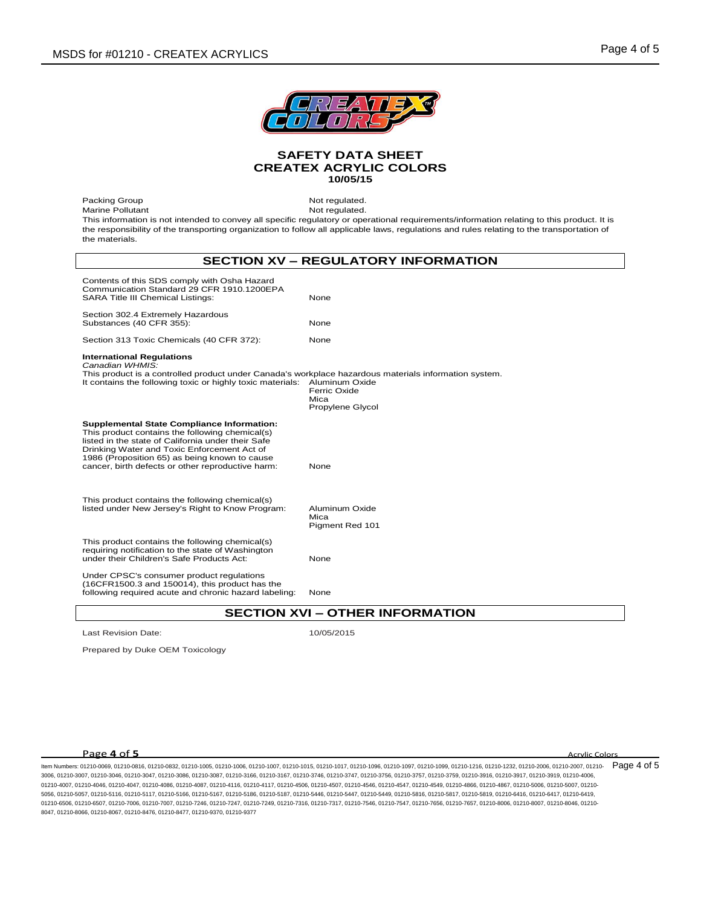**SAFETY DATA SHEET**
**CREATEX ACRYLIC COLORS**
**10/05/15**

| | |
|---|---|
| Packing Group | Not regulated. |
| Marine Pollutant | Not regulated. |

This information is not intended to convey all specific regulatory or operational requirements/information relating to this product. It is the responsibility of the transporting organization to follow all applicable laws, regulations and rules relating to the transportation of the materials.

## SECTION XV – REGULATORY INFORMATION

| | |
|---|---|
| Contents of this SDS comply with Osha Hazard Communication Standard 29 CFR 1910.1200EPA SARA Title III Chemical Listings: | None |
| Section 302.4 Extremely Hazardous Substances (40 CFR 355): | None |
| Section 313 Toxic Chemicals (40 CFR 372): | None |

**International Regulations**
*Canadian WHMIS:*
This product is a controlled product under Canada's workplace hazardous materials information system.
It contains the following toxic or highly toxic materials: Aluminum Oxide, Ferric Oxide, Mica, Propylene Glycol

| | |
|---|---|
| **Supplemental State Compliance Information:** This product contains the following chemical(s) listed in the state of California under their Safe Drinking Water and Toxic Enforcement Act of 1986 (Proposition 65) as being known to cause cancer, birth defects or other reproductive harm: | None |
| This product contains the following chemical(s) listed under New Jersey's Right to Know Program: | Aluminum Oxide<br>Mica<br>Pigment Red 101 |
| This product contains the following chemical(s) requiring notification to the state of Washington under their Children's Safe Products Act: | None |
| Under CPSC's consumer product regulations (16CFR1500.3 and 150014), this product has the following required acute and chronic hazard labeling: | None |

## SECTION XVI – OTHER INFORMATION

Last Revision Date: 10/05/2015

Prepared by Duke OEM Toxicology

Item Numbers: 01210-0069, 01210-0816, 01210-0832, 01210-1005, 01210-1006, 01210-1007, 01210-1015, 01210-1017, 01210-1096, 01210-1097, 01210-1099, 01210-1216, 01210-1232, 01210-2006, 01210-2007, 01210-3006, 01210-3007, 01210-3046, 01210-3047, 01210-3086, 01210-3087, 01210-3166, 01210-3167, 01210-3746, 01210-3747, 01210-3756, 01210-3757, 01210-3759, 01210-3916, 01210-3917, 01210-3919, 01210-4006, 01210-4007, 01210-4046, 01210-4047, 01210-4086, 01210-4087, 01210-4116, 01210-4117, 01210-4506, 01210-4507, 01210-4546, 01210-4547, 01210-4549, 01210-4866, 01210-4867, 01210-5006, 01210-5007, 01210-5056, 01210-5057, 01210-5116, 01210-5117, 01210-5166, 01210-5167, 01210-5186, 01210-5187, 01210-5446, 01210-5447, 01210-5449, 01210-5816, 01210-5817, 01210-5819, 01210-6416, 01210-6417, 01210-6419, 01210-6506, 01210-6507, 01210-7006, 01210-7007, 01210-7246, 01210-7247, 01210-7249, 01210-7316, 01210-7317, 01210-7546, 01210-7547, 01210-7656, 01210-7657, 01210-8006, 01210-8007, 01210-8046, 01210-8047, 01210-8066, 01210-8067, 01210-8476, 01210-8477, 01210-9370, 01210-9377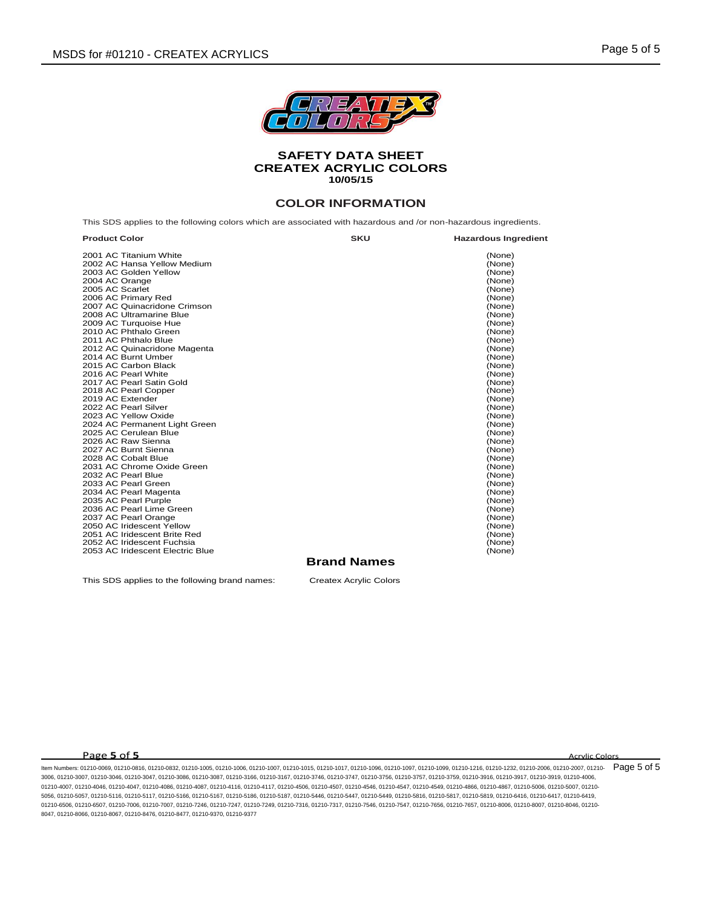**SAFETY DATA SHEET**
**CREATEX ACRYLIC COLORS**
**10/05/15**

## COLOR INFORMATION

This SDS applies to the following colors which are associated with hazardous and /or non-hazardous ingredients.

| Product Color | SKU | Hazardous Ingredient |
|---|---|---|
| 2001 AC Titanium White | | (None) |
| 2002 AC Hansa Yellow Medium | | (None) |
| 2003 AC Golden Yellow | | (None) |
| 2004 AC Orange | | (None) |
| 2005 AC Scarlet | | (None) |
| 2006 AC Primary Red | | (None) |
| 2007 AC Quinacridone Crimson | | (None) |
| 2008 AC Ultramarine Blue | | (None) |
| 2009 AC Turquoise Hue | | (None) |
| 2010 AC Phthalo Green | | (None) |
| 2011 AC Phthalo Blue | | (None) |
| 2012 AC Quinacridone Magenta | | (None) |
| 2014 AC Burnt Umber | | (None) |
| 2015 AC Carbon Black | | (None) |
| 2016 AC Pearl White | | (None) |
| 2017 AC Pearl Satin Gold | | (None) |
| 2018 AC Pearl Copper | | (None) |
| 2019 AC Extender | | (None) |
| 2022 AC Pearl Silver | | (None) |
| 2023 AC Yellow Oxide | | (None) |
| 2024 AC Permanent Light Green | | (None) |
| 2025 AC Cerulean Blue | | (None) |
| 2026 AC Raw Sienna | | (None) |
| 2027 AC Burnt Sienna | | (None) |
| 2028 AC Cobalt Blue | | (None) |
| 2031 AC Chrome Oxide Green | | (None) |
| 2032 AC Pearl Blue | | (None) |
| 2033 AC Pearl Green | | (None) |
| 2034 AC Pearl Magenta | | (None) |
| 2035 AC Pearl Purple | | (None) |
| 2036 AC Pearl Lime Green | | (None) |
| 2037 AC Pearl Orange | | (None) |
| 2050 AC Iridescent Yellow | | (None) |
| 2051 AC Iridescent Brite Red | | (None) |
| 2052 AC Iridescent Fuchsia | | (None) |
| 2053 AC Iridescent Electric Blue | | (None) |

## Brand Names

This SDS applies to the following brand names: Createx Acrylic Colors

Item Numbers: 01210-0069, 01210-0816, 01210-0832, 01210-1005, 01210-1006, 01210-1007, 01210-1015, 01210-1017, 01210-1096, 01210-1097, 01210-1099, 01210-1216, 01210-1232, 01210-2006, 01210-2007, 01210-3006, 01210-3007, 01210-3046, 01210-3047, 01210-3086, 01210-3087, 01210-3166, 01210-3167, 01210-3746, 01210-3747, 01210-3756, 01210-3757, 01210-3759, 01210-3916, 01210-3917, 01210-3919, 01210-4006, 01210-4007, 01210-4046, 01210-4047, 01210-4086, 01210-4087, 01210-4116, 01210-4117, 01210-4506, 01210-4507, 01210-4546, 01210-4547, 01210-4549, 01210-4866, 01210-4867, 01210-5006, 01210-5007, 01210-5056, 01210-5057, 01210-5116, 01210-5117, 01210-5166, 01210-5167, 01210-5186, 01210-5187, 01210-5446, 01210-5447, 01210-5449, 01210-5816, 01210-5817, 01210-5819, 01210-6416, 01210-6417, 01210-6419, 01210-6506, 01210-6507, 01210-7006, 01210-7007, 01210-7246, 01210-7247, 01210-7249, 01210-7316, 01210-7317, 01210-7546, 01210-7547, 01210-7656, 01210-7657, 01210-8006, 01210-8007, 01210-8046, 01210-8047, 01210-8066, 01210-8067, 01210-8476, 01210-8477, 01210-9370, 01210-9377